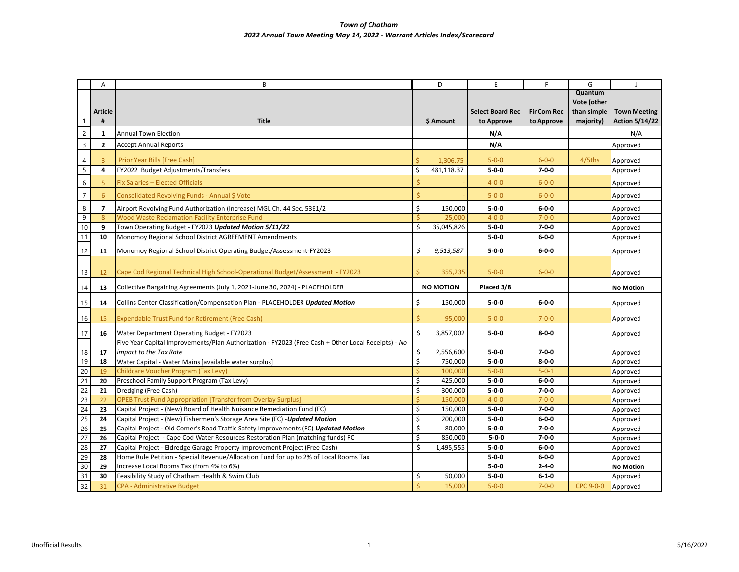*Town of Chatham*
*2022 Annual Town Meeting May 14, 2022 - Warrant Articles Index/Scorecard*

| | A | B | D | E | F | G | J |
|---|---|---|---|---|---|---|---|
| 1 | **Article #** | **Title** | **$ Amount** | **Select Board Rec to Approve** | **FinCom Rec to Approve** | **Quantum Vote (other than simple majority)** | **Town Meeting Action 5/14/22** |
| 2 | **1** | Annual Town Election | | **N/A** | | | N/A |
| 3 | **2** | Accept Annual Reports | | **N/A** | | | Approved |
| 4 | 3 | Prior Year Bills [Free Cash] | $ 1,306.75 | 5-0-0 | 6-0-0 | 4/5ths | Approved |
| 5 | **4** | FY2022 Budget Adjustments/Transfers | $ 481,118.37 | **5-0-0** | **7-0-0** | | Approved |
| 6 | 5 | Fix Salaries – Elected Officials | $ - | 4-0-0 | 6-0-0 | | Approved |
| 7 | 6 | Consolidated Revolving Funds - Annual $ Vote | $ - | 5-0-0 | 6-0-0 | | Approved |
| 8 | **7** | Airport Revolving Fund Authorization (Increase) MGL Ch. 44 Sec. 53E1/2 | $ 150,000 | **5-0-0** | **6-0-0** | | Approved |
| 9 | 8 | Wood Waste Reclamation Facility Enterprise Fund | $ 25,000 | 4-0-0 | 7-0-0 | | Approved |
| 10 | **9** | Town Operating Budget - FY2023 ***Updated Motion 5/11/22*** | $ 35,045,826 | **5-0-0** | **7-0-0** | | Approved |
| 11 | **10** | Monomoy Regional School District AGREEMENT Amendments | | **5-0-0** | **6-0-0** | | Approved |
| 12 | **11** | Monomoy Regional School District Operating Budget/Assessment-FY2023 | *$ 9,513,587* | **5-0-0** | **6-0-0** | | Approved |
| 13 | 12 | Cape Cod Regional Technical High School-Operational Budget/Assessment - FY2023 | $ 355,235 | 5-0-0 | 6-0-0 | | Approved |
| 14 | **13** | Collective Bargaining Agreements (July 1, 2021-June 30, 2024) - PLACEHOLDER | **NO MOTION** | **Placed 3/8** | | | **No Motion** |
| 15 | **14** | Collins Center Classification/Compensation Plan - PLACEHOLDER ***Updated Motion*** | $ 150,000 | **5-0-0** | **6-0-0** | | Approved |
| 16 | 15 | Expendable Trust Fund for Retirement (Free Cash) | $ 95,000 | 5-0-0 | 7-0-0 | | Approved |
| 17 | **16** | Water Department Operating Budget - FY2023 | $ 3,857,002 | **5-0-0** | **8-0-0** | | Approved |
| 18 | **17** | Five Year Capital Improvements/Plan Authorization - FY2023 (Free Cash + Other Local Receipts) - *No impact to the Tax Rate* | $ 2,556,600 | **5-0-0** | **7-0-0** | | Approved |
| 19 | **18** | Water Capital - Water Mains [available water surplus] | $ 750,000 | **5-0-0** | **8-0-0** | | Approved |
| 20 | 19 | Childcare Voucher Program (Tax Levy) | $ 100,000 | 5-0-0 | 5-0-1 | | Approved |
| 21 | **20** | Preschool Family Support Program (Tax Levy) | $ 425,000 | **5-0-0** | **6-0-0** | | Approved |
| 22 | **21** | Dredging (Free Cash) | $ 300,000 | **5-0-0** | **7-0-0** | | Approved |
| 23 | 22 | OPEB Trust Fund Appropriation [Transfer from Overlay Surplus] | $ 150,000 | 4-0-0 | 7-0-0 | | Approved |
| 24 | **23** | Capital Project - (New) Board of Health Nuisance Remediation Fund (FC) | $ 150,000 | **5-0-0** | **7-0-0** | | Approved |
| 25 | **24** | Capital Project - (New) Fishermen's Storage Area Site (FC) -***Updated Motion*** | $ 200,000 | **5-0-0** | **6-0-0** | | Approved |
| 26 | **25** | Capital Project - Old Comer's Road Traffic Safety Improvements (FC) ***Updated Motion*** | $ 80,000 | **5-0-0** | **7-0-0** | | Approved |
| 27 | **26** | Capital Project - Cape Cod Water Resources Restoration Plan (matching funds) FC | $ 850,000 | **5-0-0** | **7-0-0** | | Approved |
| 28 | **27** | Capital Project - Eldredge Garage Property Improvement Project (Free Cash) | $ 1,495,555 | **5-0-0** | **6-0-0** | | Approved |
| 29 | **28** | Home Rule Petition - Special Revenue/Allocation Fund for up to 2% of Local Rooms Tax | | **5-0-0** | **6-0-0** | | Approved |
| 30 | **29** | Increase Local Rooms Tax (from 4% to 6%) | | **5-0-0** | **2-4-0** | | **No Motion** |
| 31 | **30** | Feasibility Study of Chatham Health & Swim Club | $ 50,000 | **5-0-0** | **6-1-0** | | Approved |
| 32 | 31 | CPA - Administrative Budget | $ 15,000 | 5-0-0 | 7-0-0 | CPC 9-0-0 | Approved |

Unofficial Results 5/16/2022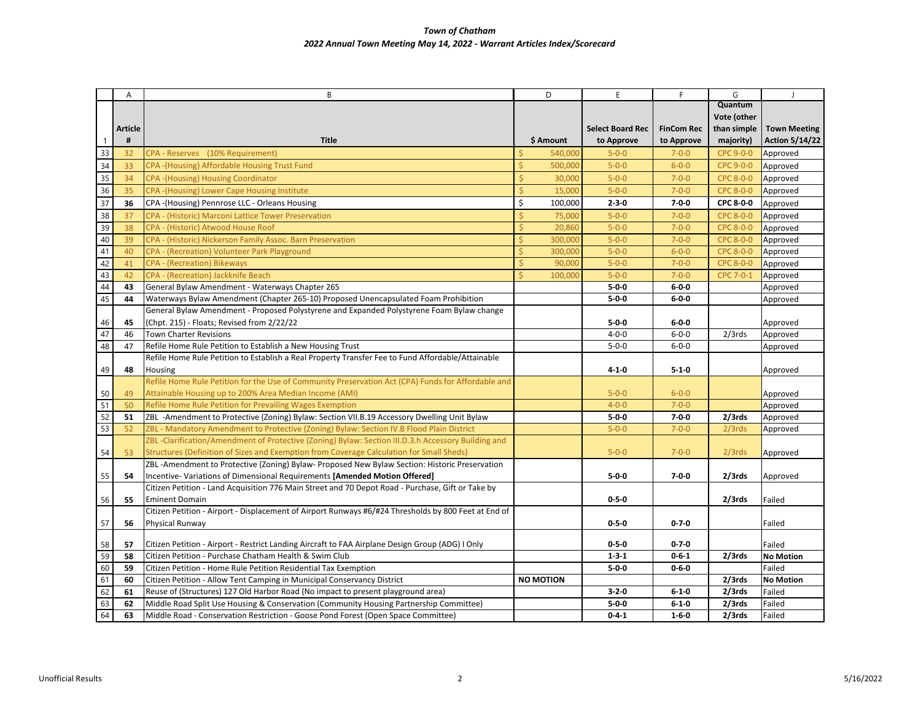*Town of Chatham*
*2022 Annual Town Meeting May 14, 2022 - Warrant Articles Index/Scorecard*

| | A | B | D | E | F | G | J |
|---|---|---|---|---|---|---|---|
| 1 | **Article #** | **Title** | **$ Amount** | **Select Board Rec to Approve** | **FinCom Rec to Approve** | **Quantum Vote (other than simple majority)** | **Town Meeting Action 5/14/22** |
| 33 | 32 | CPA - Reserves (10% Requirement) | $ 540,000 | 5-0-0 | 7-0-0 | CPC 9-0-0 | Approved |
| 34 | 33 | CPA -(Housing) Affordable Housing Trust Fund | $ 500,000 | 5-0-0 | 6-0-0 | CPC 9-0-0 | Approved |
| 35 | 34 | CPA -(Housing) Housing Coordinator | $ 30,000 | 5-0-0 | 7-0-0 | CPC 8-0-0 | Approved |
| 36 | 35 | CPA -(Housing) Lower Cape Housing Institute | $ 15,000 | 5-0-0 | 7-0-0 | CPC 8-0-0 | Approved |
| 37 | **36** | CPA -(Housing) Pennrose LLC - Orleans Housing | $ 100,000 | **2-3-0** | **7-0-0** | **CPC 8-0-0** | Approved |
| 38 | 37 | CPA - (Historic) Marconi Lattice Tower Preservation | $ 75,000 | 5-0-0 | 7-0-0 | CPC 8-0-0 | Approved |
| 39 | 38 | CPA - (Historic) Atwood House Roof | $ 20,860 | 5-0-0 | 7-0-0 | CPC 8-0-0 | Approved |
| 40 | 39 | CPA - (Historic) Nickerson Family Assoc. Barn Preservation | $ 300,000 | 5-0-0 | 7-0-0 | CPC 8-0-0 | Approved |
| 41 | 40 | CPA - (Recreation) Volunteer Park Playground | $ 300,000 | 5-0-0 | 6-0-0 | CPC 8-0-0 | Approved |
| 42 | 41 | CPA - (Recreation) Bikeways | $ 90,000 | 5-0-0 | 7-0-0 | CPC 8-0-0 | Approved |
| 43 | 42 | CPA - (Recreation) Jackknife Beach | $ 100,000 | 5-0-0 | 7-0-0 | CPC 7-0-1 | Approved |
| 44 | **43** | General Bylaw Amendment - Waterways Chapter 265 | | **5-0-0** | **6-0-0** | | Approved |
| 45 | **44** | Waterways Bylaw Amendment (Chapter 265-10) Proposed Unencapsulated Foam Prohibition | | **5-0-0** | **6-0-0** | | Approved |
| 46 | **45** | General Bylaw Amendment - Proposed Polystyrene and Expanded Polystyrene Foam Bylaw change (Chpt. 215) - Floats; Revised from 2/22/22 | | **5-0-0** | **6-0-0** | | Approved |
| 47 | 46 | Town Charter Revisions | | 4-0-0 | 6-0-0 | 2/3rds | Approved |
| 48 | 47 | Refile Home Rule Petition to Establish a New Housing Trust | | 5-0-0 | 6-0-0 | | Approved |
| 49 | **48** | Refile Home Rule Petition to Establish a Real Property Transfer Fee to Fund Affordable/Attainable Housing | | **4-1-0** | **5-1-0** | | Approved |
| 50 | 49 | Refile Home Rule Petition for the Use of Community Preservation Act (CPA) Funds for Affordable and Attainable Housing up to 200% Area Median Income (AMI) | | 5-0-0 | 6-0-0 | | Approved |
| 51 | 50 | Refile Home Rule Petition for Prevailing Wages Exemption | | 4-0-0 | 7-0-0 | | Approved |
| 52 | **51** | ZBL -Amendment to Protective (Zoning) Bylaw: Section VII.B.19 Accessory Dwelling Unit Bylaw | | **5-0-0** | **7-0-0** | **2/3rds** | Approved |
| 53 | 52 | ZBL - Mandatory Amendment to Protective (Zoning) Bylaw: Section IV.B Flood Plain District | | 5-0-0 | 7-0-0 | 2/3rds | Approved |
| 54 | 53 | ZBL -Clarification/Amendment of Protective (Zoning) Bylaw: Section III.D.3.h Accessory Building and Structures (Definition of Sizes and Exemption from Coverage Calculation for Small Sheds) | | 5-0-0 | 7-0-0 | 2/3rds | Approved |
| 55 | **54** | ZBL -Amendment to Protective (Zoning) Bylaw- Proposed New Bylaw Section: Historic Preservation Incentive- Variations of Dimensional Requirements **[Amended Motion Offered]** | | **5-0-0** | **7-0-0** | **2/3rds** | Approved |
| 56 | **55** | Citizen Petition - Land Acquisition 776 Main Street and 70 Depot Road - Purchase, Gift or Take by Eminent Domain | | **0-5-0** | | **2/3rds** | Failed |
| 57 | **56** | Citizen Petition - Airport - Displacement of Airport Runways #6/#24 Thresholds by 800 Feet at End of Physical Runway | | **0-5-0** | **0-7-0** | | Failed |
| 58 | **57** | Citizen Petition - Airport - Restrict Landing Aircraft to FAA Airplane Design Group (ADG) I Only | | **0-5-0** | **0-7-0** | | Failed |
| 59 | **58** | Citizen Petition - Purchase Chatham Health & Swim Club | | **1-3-1** | **0-6-1** | **2/3rds** | **No Motion** |
| 60 | **59** | Citizen Petition - Home Rule Petition Residential Tax Exemption | | **5-0-0** | **0-6-0** | | Failed |
| 61 | **60** | Citizen Petition - Allow Tent Camping in Municipal Conservancy District | **NO MOTION** | | | **2/3rds** | **No Motion** |
| 62 | **61** | Reuse of (Structures) 127 Old Harbor Road (No impact to present playground area) | | **3-2-0** | **6-1-0** | **2/3rds** | Failed |
| 63 | **62** | Middle Road Split Use Housing & Conservation (Community Housing Partnership Committee) | | **5-0-0** | **6-1-0** | **2/3rds** | Failed |
| 64 | **63** | Middle Road - Conservation Restriction - Goose Pond Forest (Open Space Committee) | | **0-4-1** | **1-6-0** | **2/3rds** | Failed |

Unofficial Results

5/16/2022